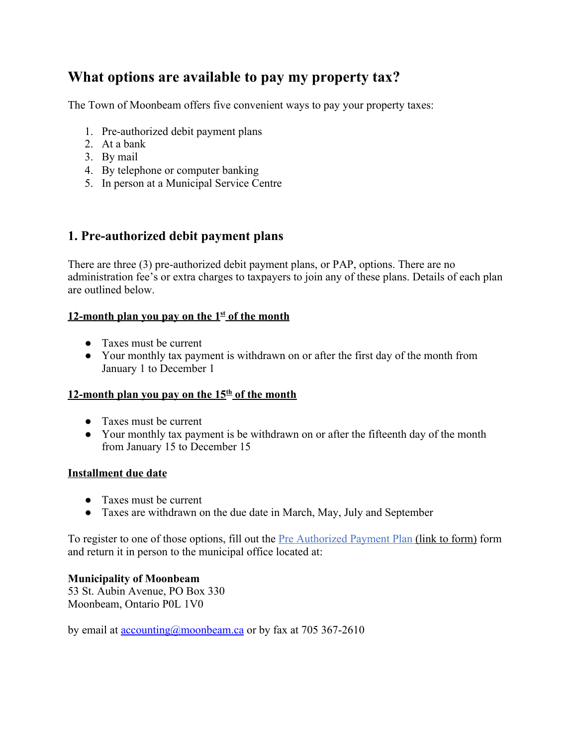# What options are available to pay my property tax?

The Town of Moonbeam offers five convenient ways to pay your property taxes:

1. Pre-authorized debit payment plans
2. At a bank
3. By mail
4. By telephone or computer banking
5. In person at a Municipal Service Centre

## 1. Pre-authorized debit payment plans

There are three (3) pre-authorized debit payment plans, or PAP, options. There are no administration fee's or extra charges to taxpayers to join any of these plans. Details of each plan are outlined below.

**12-month plan you pay on the 1st of the month**

- Taxes must be current
- Your monthly tax payment is withdrawn on or after the first day of the month from January 1 to December 1

**12-month plan you pay on the 15th of the month**

- Taxes must be current
- Your monthly tax payment is be withdrawn on or after the fifteenth day of the month from January 15 to December 15

**Installment due date**

- Taxes must be current
- Taxes are withdrawn on the due date in March, May, July and September

To register to one of those options, fill out the Pre Authorized Payment Plan (link to form) form and return it in person to the municipal office located at:

**Municipality of Moonbeam**
53 St. Aubin Avenue, PO Box 330
Moonbeam, Ontario P0L 1V0

by email at accounting@moonbeam.ca or by fax at 705 367-2610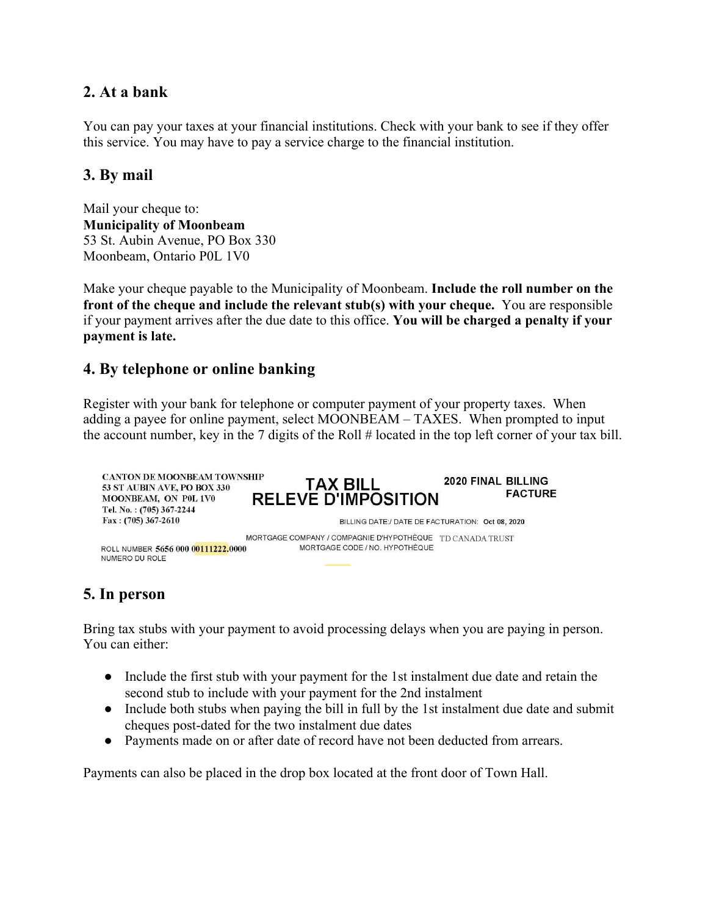## 2. At a bank

You can pay your taxes at your financial institutions. Check with your bank to see if they offer this service. You may have to pay a service charge to the financial institution.

## 3. By mail

Mail your cheque to:
**Municipality of Moonbeam**
53 St. Aubin Avenue, PO Box 330
Moonbeam, Ontario P0L 1V0

Make your cheque payable to the Municipality of Moonbeam. **Include the roll number on the front of the cheque and include the relevant stub(s) with your cheque.** You are responsible if your payment arrives after the due date to this office. **You will be charged a penalty if your payment is late.**

## 4. By telephone or online banking

Register with your bank for telephone or computer payment of your property taxes. When adding a payee for online payment, select MOONBEAM – TAXES. When prompted to input the account number, key in the 7 digits of the Roll # located in the top left corner of your tax bill.

CANTON DE MOONBEAM TOWNSHIP
53 ST AUBIN AVE, PO BOX 330
MOONBEAM, ON P0L 1V0
Tel. No. : (705) 367-2244
Fax : (705) 367-2610

TAX BILL
RELEVE D'IMPOSITION

2020 FINAL BILLING
FACTURE

BILLING DATE:/ DATE DE FACTURATION: Oct 08, 2020

MORTGAGE COMPANY / COMPAGNIE D'HYPOTHÈQUE TD CANADA TRUST
MORTGAGE CODE / NO. HYPOTHÈQUE

ROLL NUMBER 5656 000 00111222.0000
NUMERO DU ROLE

## 5. In person

Bring tax stubs with your payment to avoid processing delays when you are paying in person. You can either:

- Include the first stub with your payment for the 1st instalment due date and retain the second stub to include with your payment for the 2nd instalment
- Include both stubs when paying the bill in full by the 1st instalment due date and submit cheques post-dated for the two instalment due dates
- Payments made on or after date of record have not been deducted from arrears.

Payments can also be placed in the drop box located at the front door of Town Hall.